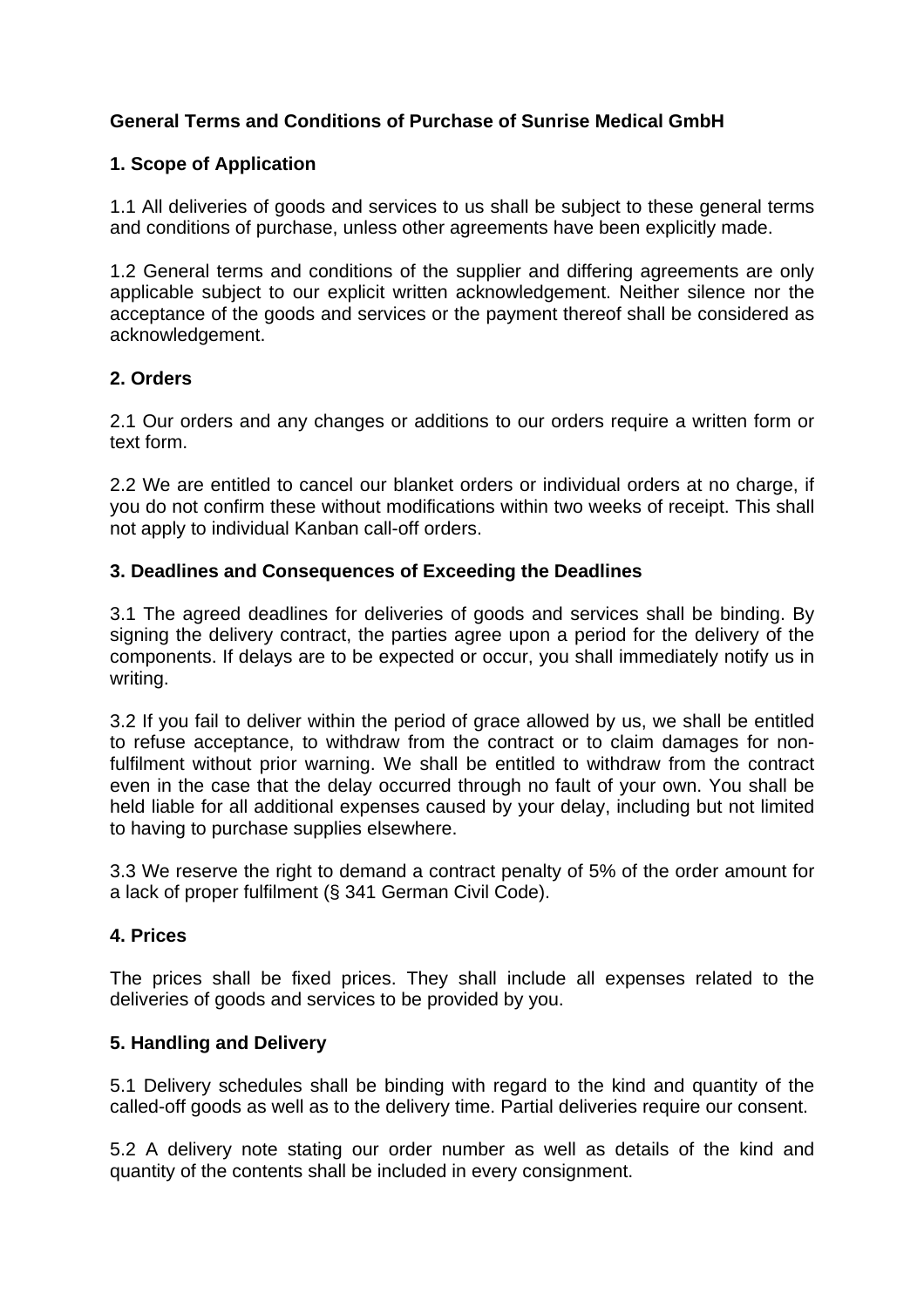# General Terms and Conditions of Purchase of Sunrise Medical GmbH

## 1. Scope of Application

1.1 All deliveries of goods and services to us shall be subject to these general terms and conditions of purchase, unless other agreements have been explicitly made.

1.2 General terms and conditions of the supplier and differing agreements are only applicable subject to our explicit written acknowledgement. Neither silence nor the acceptance of the goods and services or the payment thereof shall be considered as acknowledgement.

## 2. Orders

2.1 Our orders and any changes or additions to our orders require a written form or text form.

2.2 We are entitled to cancel our blanket orders or individual orders at no charge, if you do not confirm these without modifications within two weeks of receipt. This shall not apply to individual Kanban call-off orders.

## 3. Deadlines and Consequences of Exceeding the Deadlines

3.1 The agreed deadlines for deliveries of goods and services shall be binding. By signing the delivery contract, the parties agree upon a period for the delivery of the components. If delays are to be expected or occur, you shall immediately notify us in writing.

3.2 If you fail to deliver within the period of grace allowed by us, we shall be entitled to refuse acceptance, to withdraw from the contract or to claim damages for non-fulfilment without prior warning. We shall be entitled to withdraw from the contract even in the case that the delay occurred through no fault of your own. You shall be held liable for all additional expenses caused by your delay, including but not limited to having to purchase supplies elsewhere.

3.3 We reserve the right to demand a contract penalty of 5% of the order amount for a lack of proper fulfilment (§ 341 German Civil Code).

## 4. Prices

The prices shall be fixed prices. They shall include all expenses related to the deliveries of goods and services to be provided by you.

## 5. Handling and Delivery

5.1 Delivery schedules shall be binding with regard to the kind and quantity of the called-off goods as well as to the delivery time. Partial deliveries require our consent.

5.2 A delivery note stating our order number as well as details of the kind and quantity of the contents shall be included in every consignment.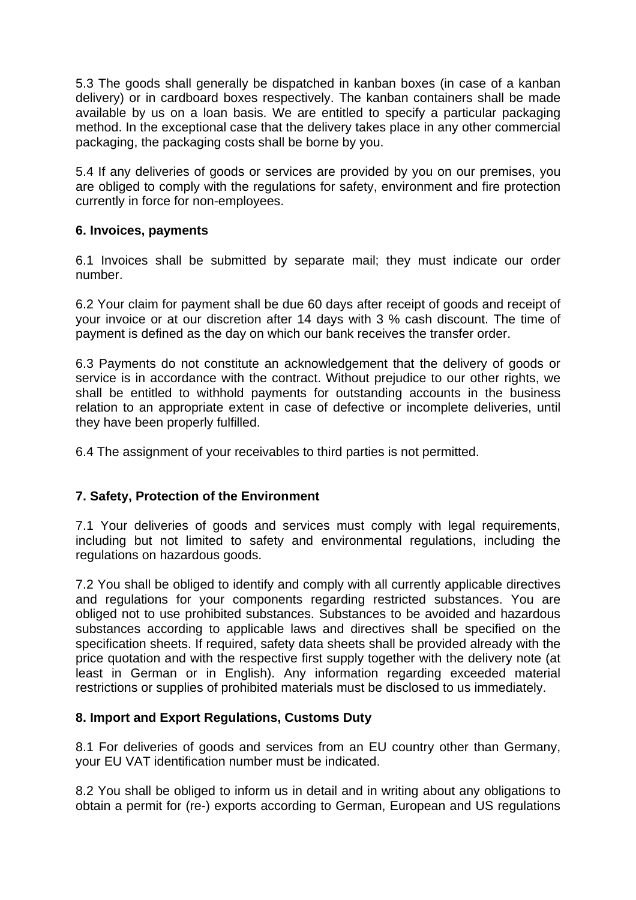5.3 The goods shall generally be dispatched in kanban boxes (in case of a kanban delivery) or in cardboard boxes respectively. The kanban containers shall be made available by us on a loan basis. We are entitled to specify a particular packaging method. In the exceptional case that the delivery takes place in any other commercial packaging, the packaging costs shall be borne by you.

5.4 If any deliveries of goods or services are provided by you on our premises, you are obliged to comply with the regulations for safety, environment and fire protection currently in force for non-employees.

## 6. Invoices, payments

6.1 Invoices shall be submitted by separate mail; they must indicate our order number.

6.2 Your claim for payment shall be due 60 days after receipt of goods and receipt of your invoice or at our discretion after 14 days with 3 % cash discount. The time of payment is defined as the day on which our bank receives the transfer order.

6.3 Payments do not constitute an acknowledgement that the delivery of goods or service is in accordance with the contract. Without prejudice to our other rights, we shall be entitled to withhold payments for outstanding accounts in the business relation to an appropriate extent in case of defective or incomplete deliveries, until they have been properly fulfilled.

6.4 The assignment of your receivables to third parties is not permitted.

## 7. Safety, Protection of the Environment

7.1 Your deliveries of goods and services must comply with legal requirements, including but not limited to safety and environmental regulations, including the regulations on hazardous goods.

7.2 You shall be obliged to identify and comply with all currently applicable directives and regulations for your components regarding restricted substances. You are obliged not to use prohibited substances. Substances to be avoided and hazardous substances according to applicable laws and directives shall be specified on the specification sheets. If required, safety data sheets shall be provided already with the price quotation and with the respective first supply together with the delivery note (at least in German or in English). Any information regarding exceeded material restrictions or supplies of prohibited materials must be disclosed to us immediately.

## 8. Import and Export Regulations, Customs Duty

8.1 For deliveries of goods and services from an EU country other than Germany, your EU VAT identification number must be indicated.

8.2 You shall be obliged to inform us in detail and in writing about any obligations to obtain a permit for (re-) exports according to German, European and US regulations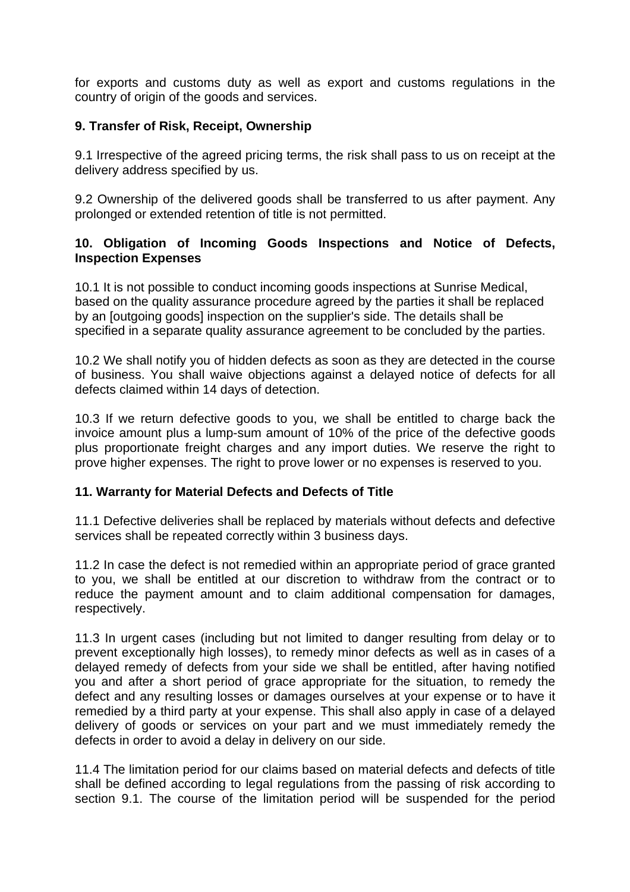for exports and customs duty as well as export and customs regulations in the country of origin of the goods and services.

## 9. Transfer of Risk, Receipt, Ownership

9.1 Irrespective of the agreed pricing terms, the risk shall pass to us on receipt at the delivery address specified by us.

9.2 Ownership of the delivered goods shall be transferred to us after payment. Any prolonged or extended retention of title is not permitted.

## 10. Obligation of Incoming Goods Inspections and Notice of Defects, Inspection Expenses

10.1 It is not possible to conduct incoming goods inspections at Sunrise Medical, based on the quality assurance procedure agreed by the parties it shall be replaced by an [outgoing goods] inspection on the supplier's side. The details shall be specified in a separate quality assurance agreement to be concluded by the parties.

10.2 We shall notify you of hidden defects as soon as they are detected in the course of business. You shall waive objections against a delayed notice of defects for all defects claimed within 14 days of detection.

10.3 If we return defective goods to you, we shall be entitled to charge back the invoice amount plus a lump-sum amount of 10% of the price of the defective goods plus proportionate freight charges and any import duties. We reserve the right to prove higher expenses. The right to prove lower or no expenses is reserved to you.

## 11. Warranty for Material Defects and Defects of Title

11.1 Defective deliveries shall be replaced by materials without defects and defective services shall be repeated correctly within 3 business days.

11.2 In case the defect is not remedied within an appropriate period of grace granted to you, we shall be entitled at our discretion to withdraw from the contract or to reduce the payment amount and to claim additional compensation for damages, respectively.

11.3 In urgent cases (including but not limited to danger resulting from delay or to prevent exceptionally high losses), to remedy minor defects as well as in cases of a delayed remedy of defects from your side we shall be entitled, after having notified you and after a short period of grace appropriate for the situation, to remedy the defect and any resulting losses or damages ourselves at your expense or to have it remedied by a third party at your expense. This shall also apply in case of a delayed delivery of goods or services on your part and we must immediately remedy the defects in order to avoid a delay in delivery on our side.

11.4 The limitation period for our claims based on material defects and defects of title shall be defined according to legal regulations from the passing of risk according to section 9.1. The course of the limitation period will be suspended for the period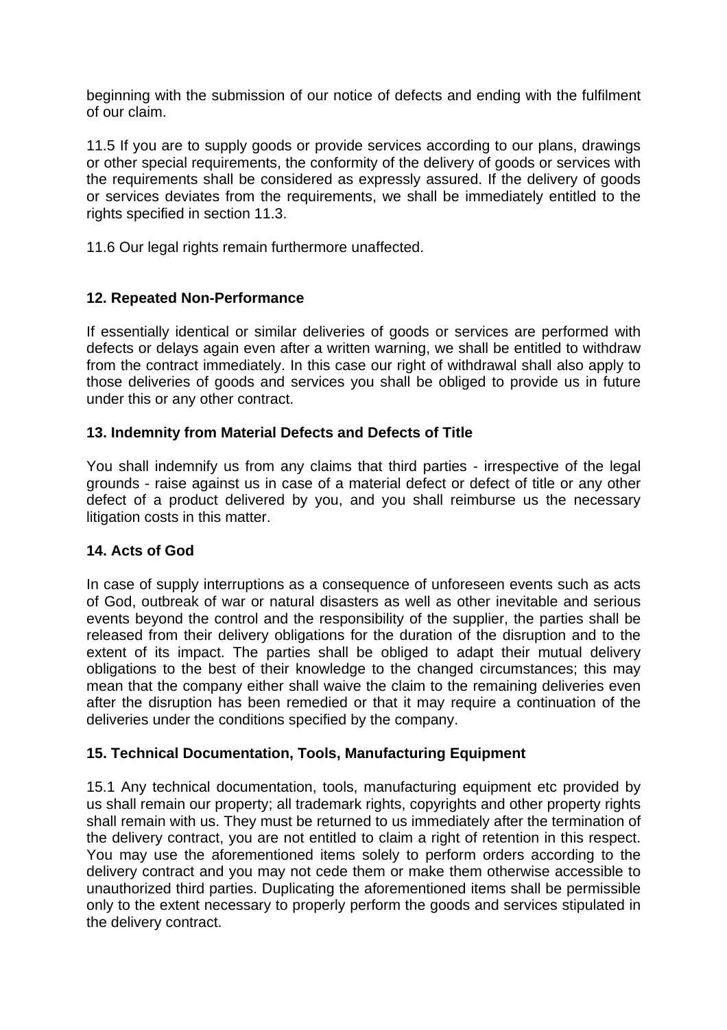beginning with the submission of our notice of defects and ending with the fulfilment of our claim.

11.5 If you are to supply goods or provide services according to our plans, drawings or other special requirements, the conformity of the delivery of goods or services with the requirements shall be considered as expressly assured. If the delivery of goods or services deviates from the requirements, we shall be immediately entitled to the rights specified in section 11.3.

11.6 Our legal rights remain furthermore unaffected.

## 12. Repeated Non-Performance

If essentially identical or similar deliveries of goods or services are performed with defects or delays again even after a written warning, we shall be entitled to withdraw from the contract immediately. In this case our right of withdrawal shall also apply to those deliveries of goods and services you shall be obliged to provide us in future under this or any other contract.

## 13. Indemnity from Material Defects and Defects of Title

You shall indemnify us from any claims that third parties - irrespective of the legal grounds - raise against us in case of a material defect or defect of title or any other defect of a product delivered by you, and you shall reimburse us the necessary litigation costs in this matter.

## 14. Acts of God

In case of supply interruptions as a consequence of unforeseen events such as acts of God, outbreak of war or natural disasters as well as other inevitable and serious events beyond the control and the responsibility of the supplier, the parties shall be released from their delivery obligations for the duration of the disruption and to the extent of its impact. The parties shall be obliged to adapt their mutual delivery obligations to the best of their knowledge to the changed circumstances; this may mean that the company either shall waive the claim to the remaining deliveries even after the disruption has been remedied or that it may require a continuation of the deliveries under the conditions specified by the company.

## 15. Technical Documentation, Tools, Manufacturing Equipment

15.1 Any technical documentation, tools, manufacturing equipment etc provided by us shall remain our property; all trademark rights, copyrights and other property rights shall remain with us. They must be returned to us immediately after the termination of the delivery contract, you are not entitled to claim a right of retention in this respect. You may use the aforementioned items solely to perform orders according to the delivery contract and you may not cede them or make them otherwise accessible to unauthorized third parties. Duplicating the aforementioned items shall be permissible only to the extent necessary to properly perform the goods and services stipulated in the delivery contract.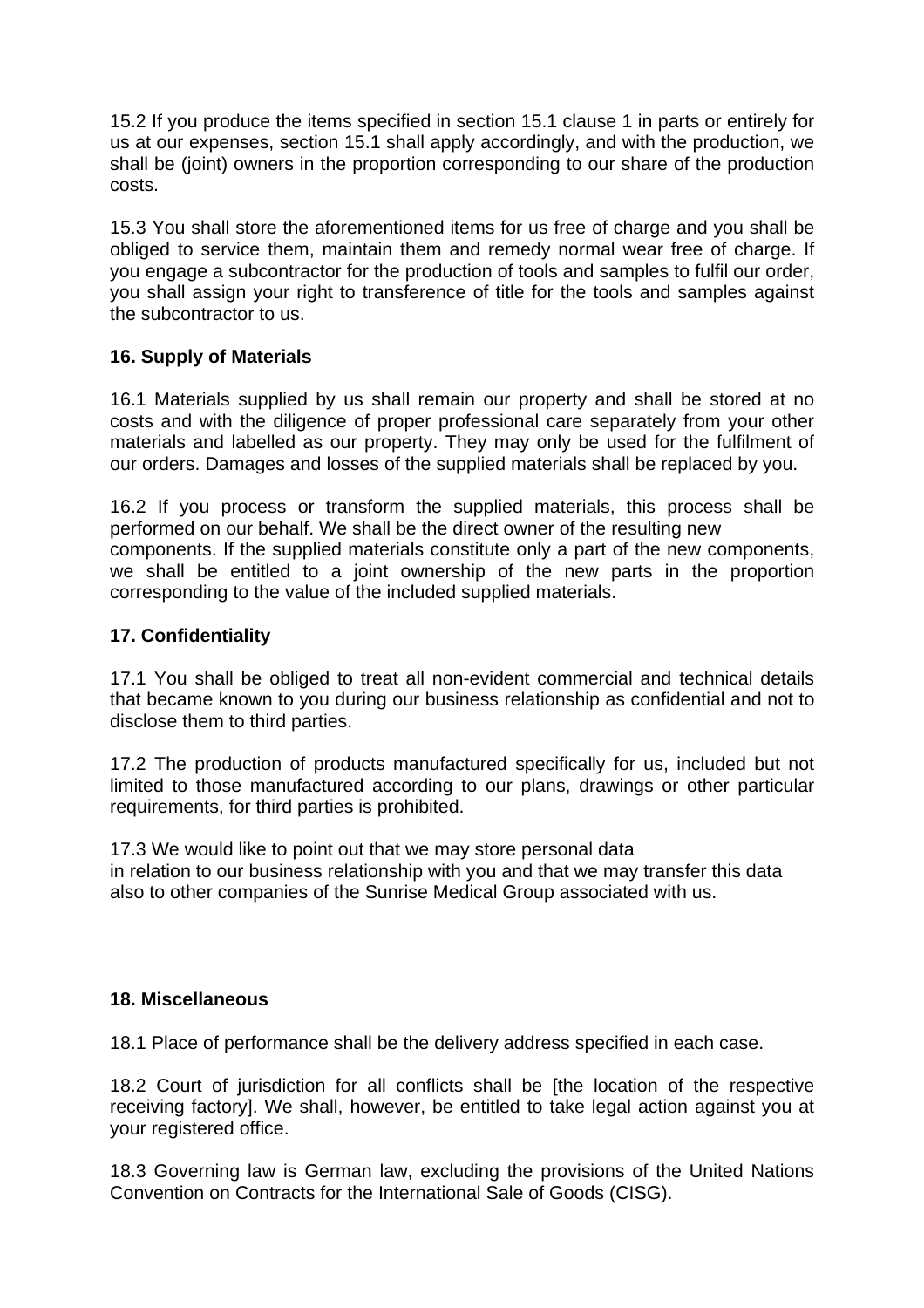15.2 If you produce the items specified in section 15.1 clause 1 in parts or entirely for us at our expenses, section 15.1 shall apply accordingly, and with the production, we shall be (joint) owners in the proportion corresponding to our share of the production costs.

15.3 You shall store the aforementioned items for us free of charge and you shall be obliged to service them, maintain them and remedy normal wear free of charge. If you engage a subcontractor for the production of tools and samples to fulfil our order, you shall assign your right to transference of title for the tools and samples against the subcontractor to us.

## 16. Supply of Materials

16.1 Materials supplied by us shall remain our property and shall be stored at no costs and with the diligence of proper professional care separately from your other materials and labelled as our property. They may only be used for the fulfilment of our orders. Damages and losses of the supplied materials shall be replaced by you.

16.2 If you process or transform the supplied materials, this process shall be performed on our behalf. We shall be the direct owner of the resulting new components. If the supplied materials constitute only a part of the new components, we shall be entitled to a joint ownership of the new parts in the proportion corresponding to the value of the included supplied materials.

## 17. Confidentiality

17.1 You shall be obliged to treat all non-evident commercial and technical details that became known to you during our business relationship as confidential and not to disclose them to third parties.

17.2 The production of products manufactured specifically for us, included but not limited to those manufactured according to our plans, drawings or other particular requirements, for third parties is prohibited.

17.3 We would like to point out that we may store personal data in relation to our business relationship with you and that we may transfer this data also to other companies of the Sunrise Medical Group associated with us.

## 18. Miscellaneous

18.1 Place of performance shall be the delivery address specified in each case.

18.2 Court of jurisdiction for all conflicts shall be [the location of the respective receiving factory]. We shall, however, be entitled to take legal action against you at your registered office.

18.3 Governing law is German law, excluding the provisions of the United Nations Convention on Contracts for the International Sale of Goods (CISG).